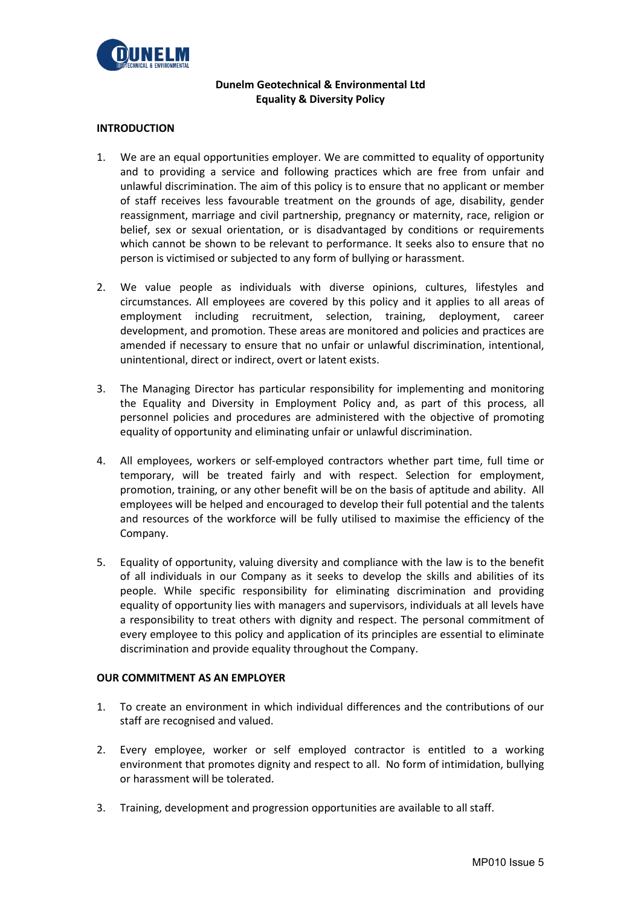**Dunelm Geotechnical & Environmental Ltd**
**Equality & Diversity Policy**

## INTRODUCTION

1. We are an equal opportunities employer. We are committed to equality of opportunity and to providing a service and following practices which are free from unfair and unlawful discrimination. The aim of this policy is to ensure that no applicant or member of staff receives less favourable treatment on the grounds of age, disability, gender reassignment, marriage and civil partnership, pregnancy or maternity, race, religion or belief, sex or sexual orientation, or is disadvantaged by conditions or requirements which cannot be shown to be relevant to performance. It seeks also to ensure that no person is victimised or subjected to any form of bullying or harassment.

2. We value people as individuals with diverse opinions, cultures, lifestyles and circumstances. All employees are covered by this policy and it applies to all areas of employment including recruitment, selection, training, deployment, career development, and promotion. These areas are monitored and policies and practices are amended if necessary to ensure that no unfair or unlawful discrimination, intentional, unintentional, direct or indirect, overt or latent exists.

3. The Managing Director has particular responsibility for implementing and monitoring the Equality and Diversity in Employment Policy and, as part of this process, all personnel policies and procedures are administered with the objective of promoting equality of opportunity and eliminating unfair or unlawful discrimination.

4. All employees, workers or self-employed contractors whether part time, full time or temporary, will be treated fairly and with respect. Selection for employment, promotion, training, or any other benefit will be on the basis of aptitude and ability. All employees will be helped and encouraged to develop their full potential and the talents and resources of the workforce will be fully utilised to maximise the efficiency of the Company.

5. Equality of opportunity, valuing diversity and compliance with the law is to the benefit of all individuals in our Company as it seeks to develop the skills and abilities of its people. While specific responsibility for eliminating discrimination and providing equality of opportunity lies with managers and supervisors, individuals at all levels have a responsibility to treat others with dignity and respect. The personal commitment of every employee to this policy and application of its principles are essential to eliminate discrimination and provide equality throughout the Company.

## OUR COMMITMENT AS AN EMPLOYER

1. To create an environment in which individual differences and the contributions of our staff are recognised and valued.

2. Every employee, worker or self employed contractor is entitled to a working environment that promotes dignity and respect to all. No form of intimidation, bullying or harassment will be tolerated.

3. Training, development and progression opportunities are available to all staff.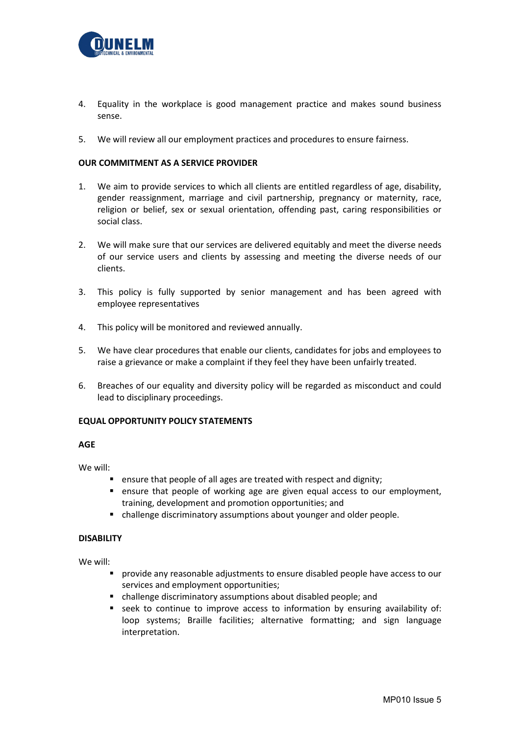4. Equality in the workplace is good management practice and makes sound business sense.

5. We will review all our employment practices and procedures to ensure fairness.

**OUR COMMITMENT AS A SERVICE PROVIDER**

1. We aim to provide services to which all clients are entitled regardless of age, disability, gender reassignment, marriage and civil partnership, pregnancy or maternity, race, religion or belief, sex or sexual orientation, offending past, caring responsibilities or social class.

2. We will make sure that our services are delivered equitably and meet the diverse needs of our service users and clients by assessing and meeting the diverse needs of our clients.

3. This policy is fully supported by senior management and has been agreed with employee representatives

4. This policy will be monitored and reviewed annually.

5. We have clear procedures that enable our clients, candidates for jobs and employees to raise a grievance or make a complaint if they feel they have been unfairly treated.

6. Breaches of our equality and diversity policy will be regarded as misconduct and could lead to disciplinary proceedings.

**EQUAL OPPORTUNITY POLICY STATEMENTS**

**AGE**

We will:

- ensure that people of all ages are treated with respect and dignity;
- ensure that people of working age are given equal access to our employment, training, development and promotion opportunities; and
- challenge discriminatory assumptions about younger and older people.

**DISABILITY**

We will:

- provide any reasonable adjustments to ensure disabled people have access to our services and employment opportunities;
- challenge discriminatory assumptions about disabled people; and
- seek to continue to improve access to information by ensuring availability of: loop systems; Braille facilities; alternative formatting; and sign language interpretation.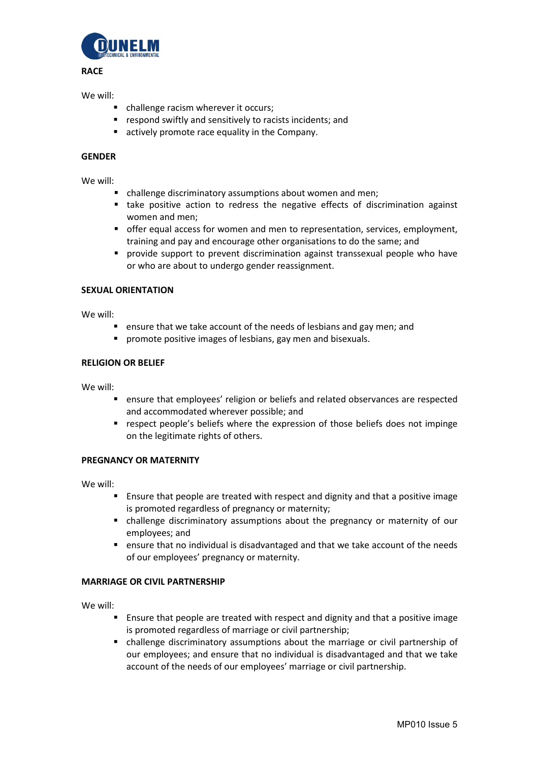**RACE**

We will:

- challenge racism wherever it occurs;
- respond swiftly and sensitively to racists incidents; and
- actively promote race equality in the Company.

**GENDER**

We will:

- challenge discriminatory assumptions about women and men;
- take positive action to redress the negative effects of discrimination against women and men;
- offer equal access for women and men to representation, services, employment, training and pay and encourage other organisations to do the same; and
- provide support to prevent discrimination against transsexual people who have or who are about to undergo gender reassignment.

**SEXUAL ORIENTATION**

We will:

- ensure that we take account of the needs of lesbians and gay men; and
- promote positive images of lesbians, gay men and bisexuals.

**RELIGION OR BELIEF**

We will:

- ensure that employees' religion or beliefs and related observances are respected and accommodated wherever possible; and
- respect people's beliefs where the expression of those beliefs does not impinge on the legitimate rights of others.

**PREGNANCY OR MATERNITY**

We will:

- Ensure that people are treated with respect and dignity and that a positive image is promoted regardless of pregnancy or maternity;
- challenge discriminatory assumptions about the pregnancy or maternity of our employees; and
- ensure that no individual is disadvantaged and that we take account of the needs of our employees' pregnancy or maternity.

**MARRIAGE OR CIVIL PARTNERSHIP**

We will:

- Ensure that people are treated with respect and dignity and that a positive image is promoted regardless of marriage or civil partnership;
- challenge discriminatory assumptions about the marriage or civil partnership of our employees; and ensure that no individual is disadvantaged and that we take account of the needs of our employees' marriage or civil partnership.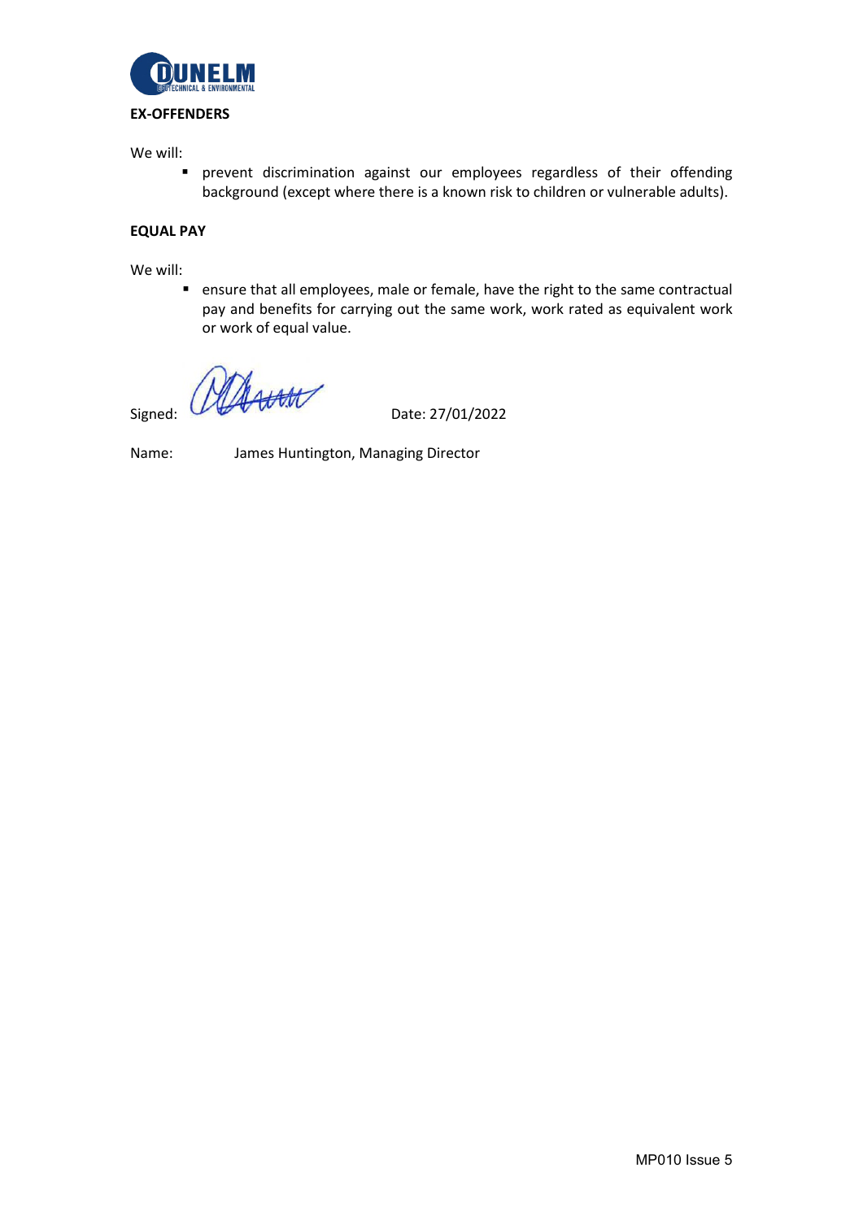**EX-OFFENDERS**

We will:

- prevent discrimination against our employees regardless of their offending background (except where there is a known risk to children or vulnerable adults).

**EQUAL PAY**

We will:

- ensure that all employees, male or female, have the right to the same contractual pay and benefits for carrying out the same work, work rated as equivalent work or work of equal value.

Signed: Date: 27/01/2022

Name: James Huntington, Managing Director

MP010 Issue 5